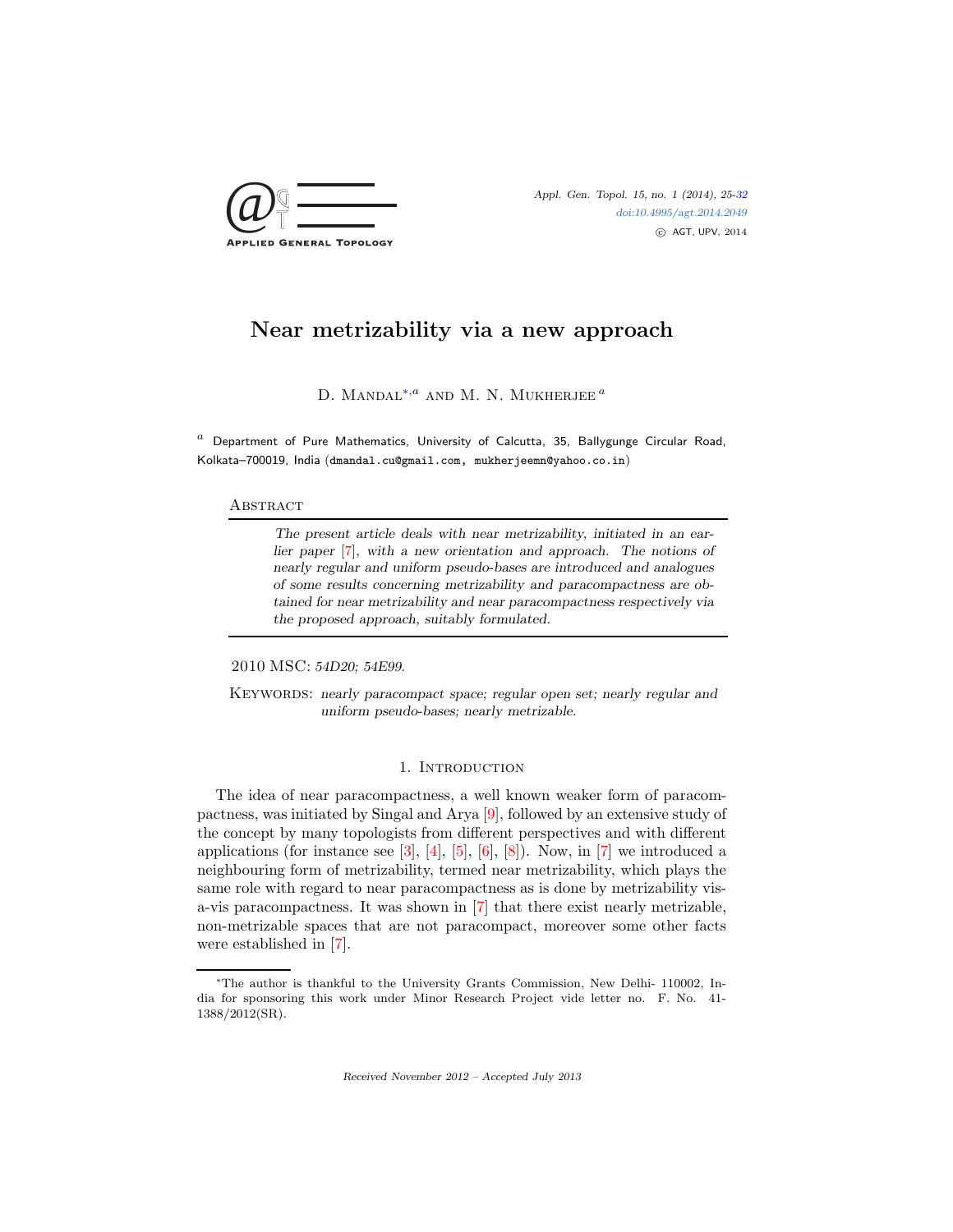# Near metrizability via a new approach

D. Mandal[*,a] and M. N. Mukherjee[a]

[a] Department of Pure Mathematics, University of Calcutta, 35, Ballygunge Circular Road, Kolkata–700019, India (dmandal.cu@gmail.com, mukherjeemn@yahoo.co.in)

## Abstract

*The present article deals with near metrizability, initiated in an earlier paper [7], with a new orientation and approach. The notions of nearly regular and uniform pseudo-bases are introduced and analogues of some results concerning metrizability and paracompactness are obtained for near metrizability and near paracompactness respectively via the proposed approach, suitably formulated.*

2010 MSC: *54D20; 54E99.*

Keywords: *nearly paracompact space; regular open set; nearly regular and uniform pseudo-bases; nearly metrizable.*

## 1. Introduction

The idea of near paracompactness, a well known weaker form of paracompactness, was initiated by Singal and Arya [9], followed by an extensive study of the concept by many topologists from different perspectives and with different applications (for instance see [3], [4], [5], [6], [8]). Now, in [7] we introduced a neighbouring form of metrizability, termed near metrizability, which plays the same role with regard to near paracompactness as is done by metrizability vis-a-vis paracompactness. It was shown in [7] that there exist nearly metrizable, non-metrizable spaces that are not paracompact, moreover some other facts were established in [7].

[*]The author is thankful to the University Grants Commission, New Delhi- 110002, India for sponsoring this work under Minor Research Project vide letter no. F. No. 41-1388/2012(SR).

Received November 2012 – Accepted July 2013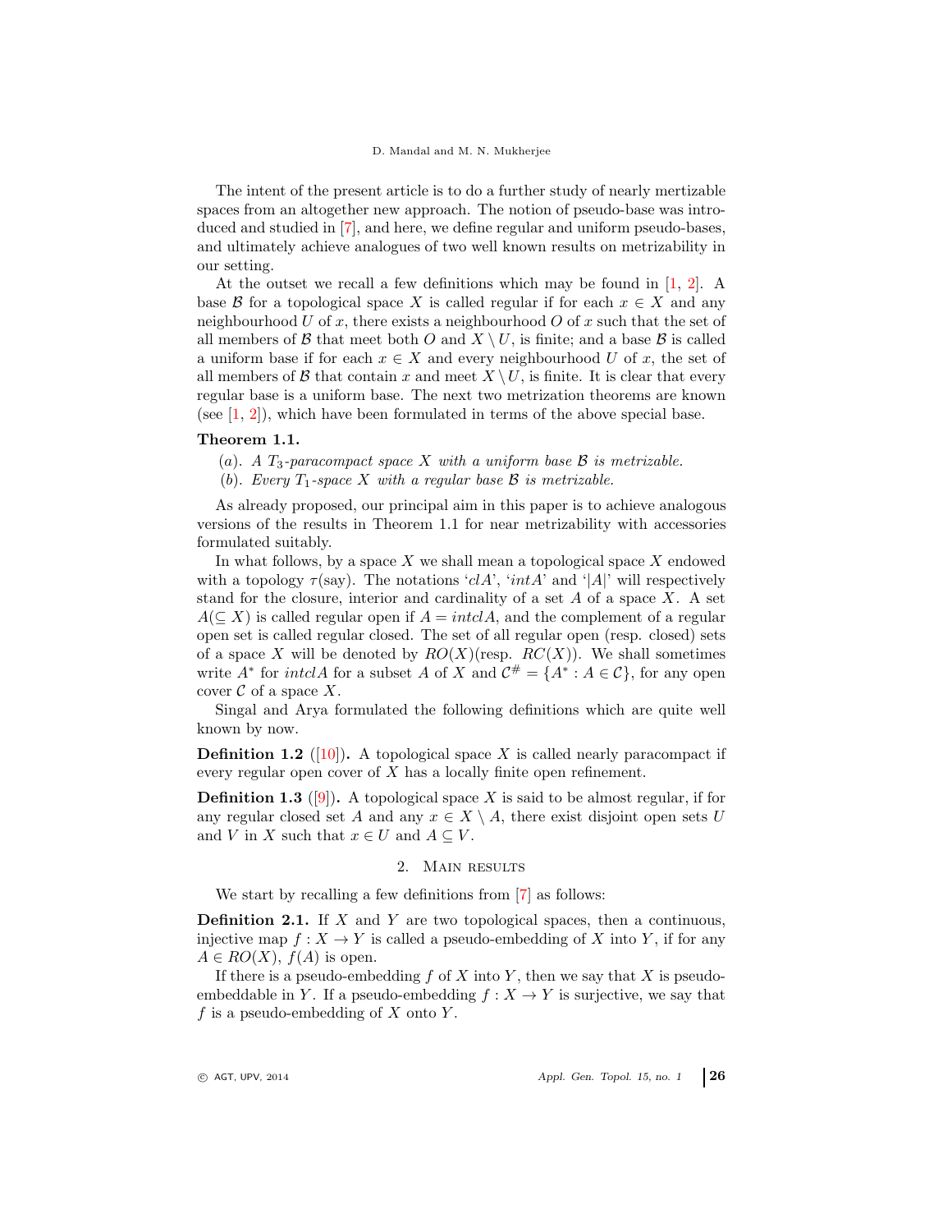The intent of the present article is to do a further study of nearly mertizable spaces from an altogether new approach. The notion of pseudo-base was introduced and studied in [7], and here, we define regular and uniform pseudo-bases, and ultimately achieve analogues of two well known results on metrizability in our setting.

At the outset we recall a few definitions which may be found in [1, 2]. A base $\mathcal{B}$ for a topological space $X$ is called regular if for each $x \in X$ and any neighbourhood $U$ of $x$, there exists a neighbourhood $O$ of $x$ such that the set of all members of $\mathcal{B}$ that meet both $O$ and $X \setminus U$, is finite; and a base $\mathcal{B}$ is called a uniform base if for each $x \in X$ and every neighbourhood $U$ of $x$, the set of all members of $\mathcal{B}$ that contain $x$ and meet $X \setminus U$, is finite. It is clear that every regular base is a uniform base. The next two metrization theorems are known (see [1, 2]), which have been formulated in terms of the above special base.

**Theorem 1.1.**

($a$). *A $T_3$-paracompact space $X$ with a uniform base $\mathcal{B}$ is metrizable.*

($b$). *Every $T_1$-space $X$ with a regular base $\mathcal{B}$ is metrizable.*

As already proposed, our principal aim in this paper is to achieve analogous versions of the results in Theorem 1.1 for near metrizability with accessories formulated suitably.

In what follows, by a space $X$ we shall mean a topological space $X$ endowed with a topology $\tau$(say). The notations '$clA$', '$intA$' and '$|A|$' will respectively stand for the closure, interior and cardinality of a set $A$ of a space $X$. A set $A(\subseteq X)$ is called regular open if $A = intclA$, and the complement of a regular open set is called regular closed. The set of all regular open (resp. closed) sets of a space $X$ will be denoted by $RO(X)$(resp. $RC(X)$). We shall sometimes write $A^*$ for $intclA$ for a subset $A$ of $X$ and $\mathcal{C}^\# = \{A^* : A \in \mathcal{C}\}$, for any open cover $\mathcal{C}$ of a space $X$.

Singal and Arya formulated the following definitions which are quite well known by now.

**Definition 1.2** ([10])**.** A topological space $X$ is called nearly paracompact if every regular open cover of $X$ has a locally finite open refinement.

**Definition 1.3** ([9])**.** A topological space $X$ is said to be almost regular, if for any regular closed set $A$ and any $x \in X \setminus A$, there exist disjoint open sets $U$ and $V$ in $X$ such that $x \in U$ and $A \subseteq V$.

## 2. Main results

We start by recalling a few definitions from [7] as follows:

**Definition 2.1.** If $X$ and $Y$ are two topological spaces, then a continuous, injective map $f : X \to Y$ is called a pseudo-embedding of $X$ into $Y$, if for any $A \in RO(X)$, $f(A)$ is open.

If there is a pseudo-embedding $f$ of $X$ into $Y$, then we say that $X$ is pseudo-embeddable in $Y$. If a pseudo-embedding $f : X \to Y$ is surjective, we say that $f$ is a pseudo-embedding of $X$ onto $Y$.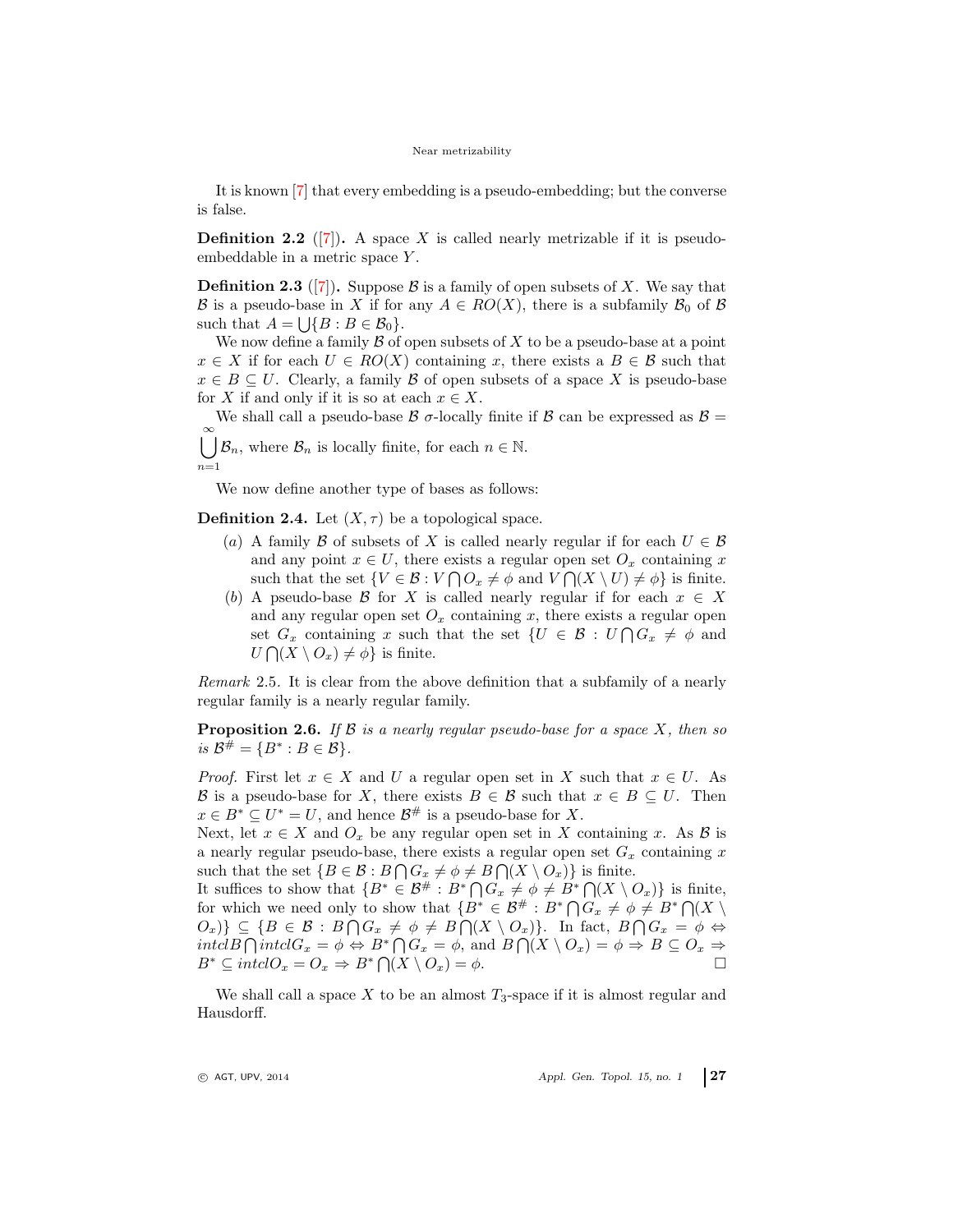It is known [7] that every embedding is a pseudo-embedding; but the converse is false.

**Definition 2.2** ([7])**.** A space $X$ is called nearly metrizable if it is pseudo-embeddable in a metric space $Y$.

**Definition 2.3** ([7])**.** Suppose $\mathcal{B}$ is a family of open subsets of $X$. We say that $\mathcal{B}$ is a pseudo-base in $X$ if for any $A \in RO(X)$, there is a subfamily $\mathcal{B}_0$ of $\mathcal{B}$ such that $A = \bigcup\{B : B \in \mathcal{B}_0\}$.

We now define a family $\mathcal{B}$ of open subsets of $X$ to be a pseudo-base at a point $x \in X$ if for each $U \in RO(X)$ containing $x$, there exists a $B \in \mathcal{B}$ such that $x \in B \subseteq U$. Clearly, a family $\mathcal{B}$ of open subsets of a space $X$ is pseudo-base for $X$ if and only if it is so at each $x \in X$.

We shall call a pseudo-base $\mathcal{B}$ $\sigma$-locally finite if $\mathcal{B}$ can be expressed as $\mathcal{B} = \bigcup\limits_{n=1}^{\infty} \mathcal{B}_n$, where $\mathcal{B}_n$ is locally finite, for each $n \in \mathbb{N}$.

We now define another type of bases as follows:

**Definition 2.4.** Let $(X, \tau)$ be a topological space.

- $(a)$ A family $\mathcal{B}$ of subsets of $X$ is called nearly regular if for each $U \in \mathcal{B}$ and any point $x \in U$, there exists a regular open set $O_x$ containing $x$ such that the set $\{V \in \mathcal{B} : V \bigcap O_x \neq \phi \text{ and } V \bigcap (X \setminus U) \neq \phi\}$ is finite.
- $(b)$ A pseudo-base $\mathcal{B}$ for $X$ is called nearly regular if for each $x \in X$ and any regular open set $O_x$ containing $x$, there exists a regular open set $G_x$ containing $x$ such that the set $\{U \in \mathcal{B} : U \bigcap G_x \neq \phi$ and $U \bigcap (X \setminus O_x) \neq \phi\}$ is finite.

*Remark* 2.5. It is clear from the above definition that a subfamily of a nearly regular family is a nearly regular family.

**Proposition 2.6.** *If $\mathcal{B}$ is a nearly regular pseudo-base for a space $X$, then so is $\mathcal{B}^{\#} = \{B^* : B \in \mathcal{B}\}$.*

*Proof.* First let $x \in X$ and $U$ a regular open set in $X$ such that $x \in U$. As $\mathcal{B}$ is a pseudo-base for $X$, there exists $B \in \mathcal{B}$ such that $x \in B \subseteq U$. Then $x \in B^* \subseteq U^* = U$, and hence $\mathcal{B}^{\#}$ is a pseudo-base for $X$.
Next, let $x \in X$ and $O_x$ be any regular open set in $X$ containing $x$. As $\mathcal{B}$ is a nearly regular pseudo-base, there exists a regular open set $G_x$ containing $x$ such that the set $\{B \in \mathcal{B} : B \bigcap G_x \neq \phi \neq B \bigcap (X \setminus O_x)\}$ is finite.
It suffices to show that $\{B^* \in \mathcal{B}^{\#} : B^* \bigcap G_x \neq \phi \neq B^* \bigcap (X \setminus O_x)\}$ is finite, for which we need only to show that $\{B^* \in \mathcal{B}^{\#} : B^* \bigcap G_x \neq \phi \neq B^* \bigcap (X \setminus O_x)\} \subseteq \{B \in \mathcal{B} : B \bigcap G_x \neq \phi \neq B \bigcap (X \setminus O_x)\}$. In fact, $B \bigcap G_x = \phi \Leftrightarrow int cl B \bigcap int cl G_x = \phi \Leftrightarrow B^* \bigcap G_x = \phi$, and $B \bigcap (X \setminus O_x) = \phi \Rightarrow B \subseteq O_x \Rightarrow B^* \subseteq int cl O_x = O_x \Rightarrow B^* \bigcap (X \setminus O_x) = \phi$. $\square$

We shall call a space $X$ to be an almost $T_3$-space if it is almost regular and Hausdorff.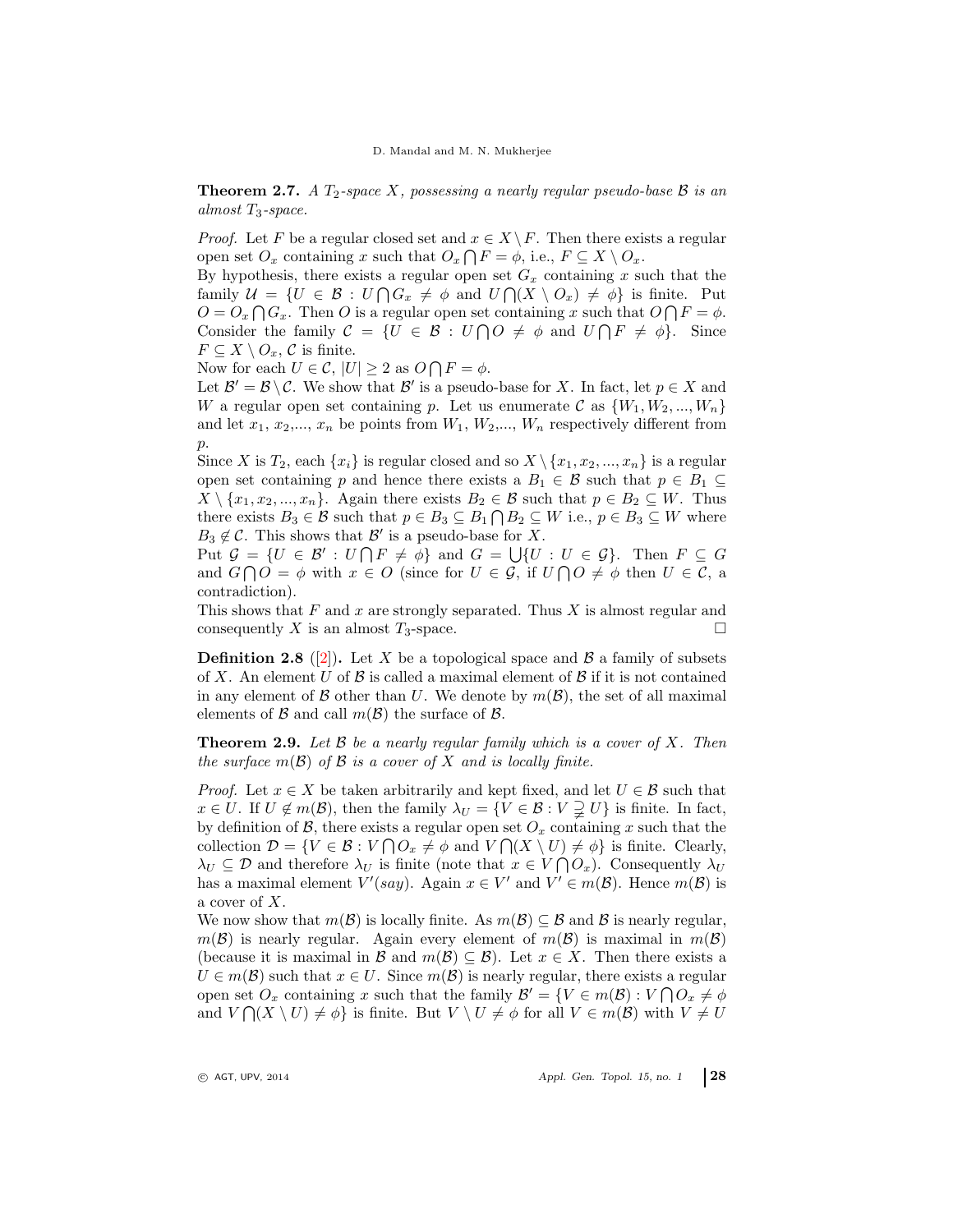**Theorem 2.7.** *A $T_2$-space $X$, possessing a nearly regular pseudo-base $\mathcal{B}$ is an almost $T_3$-space.*

*Proof.* Let $F$ be a regular closed set and $x \in X \setminus F$. Then there exists a regular open set $O_x$ containing $x$ such that $O_x \bigcap F = \phi$, i.e., $F \subseteq X \setminus O_x$.
By hypothesis, there exists a regular open set $G_x$ containing $x$ such that the family $\mathcal{U} = \{U \in \mathcal{B} : U \bigcap G_x \neq \phi$ and $U \bigcap (X \setminus O_x) \neq \phi\}$ is finite. Put $O = O_x \bigcap G_x$. Then $O$ is a regular open set containing $x$ such that $O \bigcap F = \phi$. Consider the family $\mathcal{C} = \{U \in \mathcal{B} : U \bigcap O \neq \phi$ and $U \bigcap F \neq \phi\}$. Since $F \subseteq X \setminus O_x$, $\mathcal{C}$ is finite.
Now for each $U \in \mathcal{C}$, $|U| \geq 2$ as $O \bigcap F = \phi$.
Let $\mathcal{B}' = \mathcal{B} \setminus \mathcal{C}$. We show that $\mathcal{B}'$ is a pseudo-base for $X$. In fact, let $p \in X$ and $W$ a regular open set containing $p$. Let us enumerate $\mathcal{C}$ as $\{W_1, W_2, ..., W_n\}$ and let $x_1$, $x_2$,..., $x_n$ be points from $W_1$, $W_2$,..., $W_n$ respectively different from $p$.
Since $X$ is $T_2$, each $\{x_i\}$ is regular closed and so $X \setminus \{x_1, x_2, ..., x_n\}$ is a regular open set containing $p$ and hence there exists a $B_1 \in \mathcal{B}$ such that $p \in B_1 \subseteq X \setminus \{x_1, x_2, ..., x_n\}$. Again there exists $B_2 \in \mathcal{B}$ such that $p \in B_2 \subseteq W$. Thus there exists $B_3 \in \mathcal{B}$ such that $p \in B_3 \subseteq B_1 \bigcap B_2 \subseteq W$ i.e., $p \in B_3 \subseteq W$ where $B_3 \notin \mathcal{C}$. This shows that $\mathcal{B}'$ is a pseudo-base for $X$.
Put $\mathcal{G} = \{U \in \mathcal{B}' : U \bigcap F \neq \phi\}$ and $G = \bigcup\{U : U \in \mathcal{G}\}$. Then $F \subseteq G$ and $G \bigcap O = \phi$ with $x \in O$ (since for $U \in \mathcal{G}$, if $U \bigcap O \neq \phi$ then $U \in \mathcal{C}$, a contradiction).
This shows that $F$ and $x$ are strongly separated. Thus $X$ is almost regular and consequently $X$ is an almost $T_3$-space. $\square$

**Definition 2.8** ([2])**.** Let $X$ be a topological space and $\mathcal{B}$ a family of subsets of $X$. An element $U$ of $\mathcal{B}$ is called a maximal element of $\mathcal{B}$ if it is not contained in any element of $\mathcal{B}$ other than $U$. We denote by $m(\mathcal{B})$, the set of all maximal elements of $\mathcal{B}$ and call $m(\mathcal{B})$ the surface of $\mathcal{B}$.

**Theorem 2.9.** *Let $\mathcal{B}$ be a nearly regular family which is a cover of $X$. Then the surface $m(\mathcal{B})$ of $\mathcal{B}$ is a cover of $X$ and is locally finite.*

*Proof.* Let $x \in X$ be taken arbitrarily and kept fixed, and let $U \in \mathcal{B}$ such that $x \in U$. If $U \notin m(\mathcal{B})$, then the family $\lambda_U = \{V \in \mathcal{B} : V \supsetneqq U\}$ is finite. In fact, by definition of $\mathcal{B}$, there exists a regular open set $O_x$ containing $x$ such that the collection $\mathcal{D} = \{V \in \mathcal{B} : V \bigcap O_x \neq \phi$ and $V \bigcap (X \setminus U) \neq \phi\}$ is finite. Clearly, $\lambda_U \subseteq \mathcal{D}$ and therefore $\lambda_U$ is finite (note that $x \in V \bigcap O_x$). Consequently $\lambda_U$ has a maximal element $V'(say)$. Again $x \in V'$ and $V' \in m(\mathcal{B})$. Hence $m(\mathcal{B})$ is a cover of $X$.
We now show that $m(\mathcal{B})$ is locally finite. As $m(\mathcal{B}) \subseteq \mathcal{B}$ and $\mathcal{B}$ is nearly regular, $m(\mathcal{B})$ is nearly regular. Again every element of $m(\mathcal{B})$ is maximal in $m(\mathcal{B})$ (because it is maximal in $\mathcal{B}$ and $m(\mathcal{B}) \subseteq \mathcal{B}$). Let $x \in X$. Then there exists a $U \in m(\mathcal{B})$ such that $x \in U$. Since $m(\mathcal{B})$ is nearly regular, there exists a regular open set $O_x$ containing $x$ such that the family $\mathcal{B}' = \{V \in m(\mathcal{B}) : V \bigcap O_x \neq \phi$ and $V \bigcap (X \setminus U) \neq \phi\}$ is finite. But $V \setminus U \neq \phi$ for all $V \in m(\mathcal{B})$ with $V \neq U$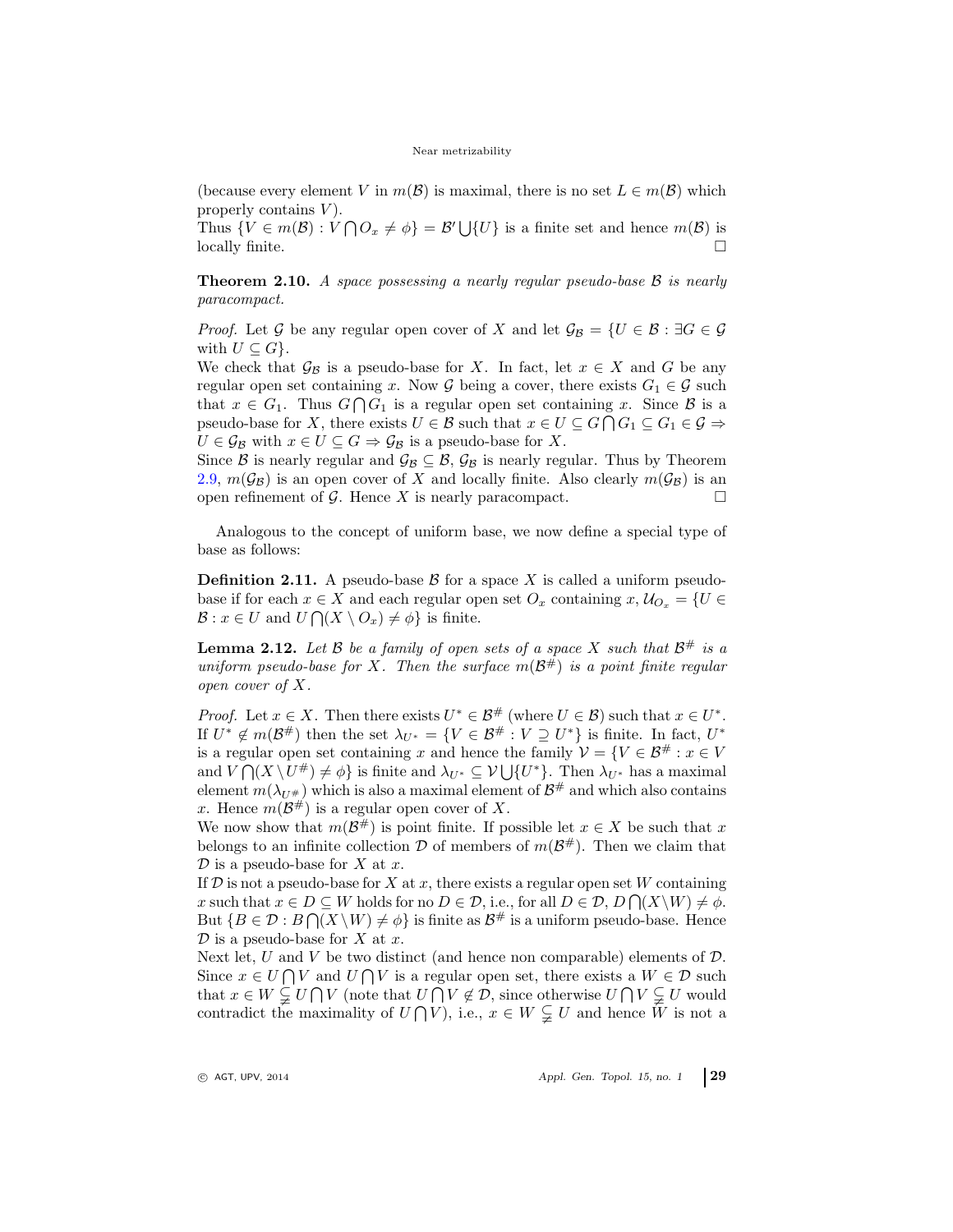(because every element $V$ in $m(\mathcal{B})$ is maximal, there is no set $L \in m(\mathcal{B})$ which properly contains $V$).

Thus $\{V \in m(\mathcal{B}) : V \bigcap O_x \neq \phi\} = \mathcal{B}' \bigcup \{U\}$ is a finite set and hence $m(\mathcal{B})$ is locally finite. □

**Theorem 2.10.** *A space possessing a nearly regular pseudo-base $\mathcal{B}$ is nearly paracompact.*

*Proof.* Let $\mathcal{G}$ be any regular open cover of $X$ and let $\mathcal{G}_{\mathcal{B}} = \{U \in \mathcal{B} : \exists G \in \mathcal{G}$ with $U \subseteq G\}$.

We check that $\mathcal{G}_{\mathcal{B}}$ is a pseudo-base for $X$. In fact, let $x \in X$ and $G$ be any regular open set containing $x$. Now $\mathcal{G}$ being a cover, there exists $G_1 \in \mathcal{G}$ such that $x \in G_1$. Thus $G \bigcap G_1$ is a regular open set containing $x$. Since $\mathcal{B}$ is a pseudo-base for $X$, there exists $U \in \mathcal{B}$ such that $x \in U \subseteq G \bigcap G_1 \subseteq G_1 \in \mathcal{G} \Rightarrow U \in \mathcal{G}_{\mathcal{B}}$ with $x \in U \subseteq G \Rightarrow \mathcal{G}_{\mathcal{B}}$ is a pseudo-base for $X$.

Since $\mathcal{B}$ is nearly regular and $\mathcal{G}_{\mathcal{B}} \subseteq \mathcal{B}$, $\mathcal{G}_{\mathcal{B}}$ is nearly regular. Thus by Theorem 2.9, $m(\mathcal{G}_{\mathcal{B}})$ is an open cover of $X$ and locally finite. Also clearly $m(\mathcal{G}_{\mathcal{B}})$ is an open refinement of $\mathcal{G}$. Hence $X$ is nearly paracompact. □

Analogous to the concept of uniform base, we now define a special type of base as follows:

**Definition 2.11.** A pseudo-base $\mathcal{B}$ for a space $X$ is called a uniform pseudo-base if for each $x \in X$ and each regular open set $O_x$ containing $x$, $\mathcal{U}_{O_x} = \{U \in \mathcal{B} : x \in U$ and $U \bigcap (X \setminus O_x) \neq \phi\}$ is finite.

**Lemma 2.12.** *Let $\mathcal{B}$ be a family of open sets of a space $X$ such that $\mathcal{B}^\#$ is a uniform pseudo-base for $X$. Then the surface $m(\mathcal{B}^\#)$ is a point finite regular open cover of $X$.*

*Proof.* Let $x \in X$. Then there exists $U^* \in \mathcal{B}^\#$ (where $U \in \mathcal{B}$) such that $x \in U^*$. If $U^* \notin m(\mathcal{B}^\#)$ then the set $\lambda_{U^*} = \{V \in \mathcal{B}^\# : V \supseteq U^*\}$ is finite. In fact, $U^*$ is a regular open set containing $x$ and hence the family $\mathcal{V} = \{V \in \mathcal{B}^\# : x \in V$ and $V \bigcap (X \setminus U^\#) \neq \phi\}$ is finite and $\lambda_{U^*} \subseteq \mathcal{V} \bigcup \{U^*\}$. Then $\lambda_{U^*}$ has a maximal element $m(\lambda_{U^\#})$ which is also a maximal element of $\mathcal{B}^\#$ and which also contains $x$. Hence $m(\mathcal{B}^\#)$ is a regular open cover of $X$.

We now show that $m(\mathcal{B}^\#)$ is point finite. If possible let $x \in X$ be such that $x$ belongs to an infinite collection $\mathcal{D}$ of members of $m(\mathcal{B}^\#)$. Then we claim that $\mathcal{D}$ is a pseudo-base for $X$ at $x$.

If $\mathcal{D}$ is not a pseudo-base for $X$ at $x$, there exists a regular open set $W$ containing $x$ such that $x \in D \subseteq W$ holds for no $D \in \mathcal{D}$, i.e., for all $D \in \mathcal{D}$, $D \bigcap (X \setminus W) \neq \phi$. But $\{B \in \mathcal{D} : B \bigcap (X \setminus W) \neq \phi\}$ is finite as $\mathcal{B}^\#$ is a uniform pseudo-base. Hence $\mathcal{D}$ is a pseudo-base for $X$ at $x$.

Next let, $U$ and $V$ be two distinct (and hence non comparable) elements of $\mathcal{D}$. Since $x \in U \bigcap V$ and $U \bigcap V$ is a regular open set, there exists a $W \in \mathcal{D}$ such that $x \in W \subsetneq U \bigcap V$ (note that $U \bigcap V \notin \mathcal{D}$, since otherwise $U \bigcap V \subsetneq U$ would contradict the maximality of $U \bigcap V$), i.e., $x \in W \subsetneq U$ and hence $W$ is not a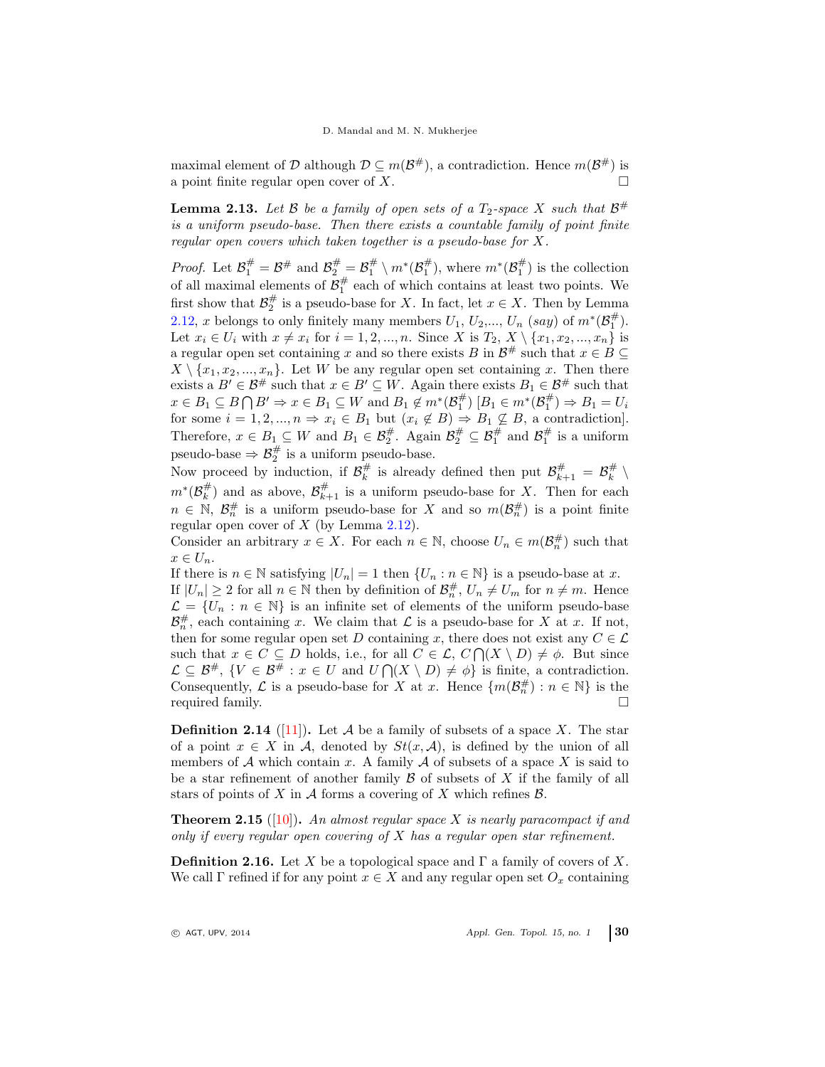maximal element of $\mathcal{D}$ although $\mathcal{D} \subseteq m(\mathcal{B}^{\#})$, a contradiction. Hence $m(\mathcal{B}^{\#})$ is a point finite regular open cover of $X$. $\square$

**Lemma 2.13.** *Let $\mathcal{B}$ be a family of open sets of a $T_2$-space $X$ such that $\mathcal{B}^{\#}$ is a uniform pseudo-base. Then there exists a countable family of point finite regular open covers which taken together is a pseudo-base for $X$.*

*Proof.* Let $\mathcal{B}_1^{\#} = \mathcal{B}^{\#}$ and $\mathcal{B}_2^{\#} = \mathcal{B}_1^{\#} \setminus m^*(\mathcal{B}_1^{\#})$, where $m^*(\mathcal{B}_1^{\#})$ is the collection of all maximal elements of $\mathcal{B}_1^{\#}$ each of which contains at least two points. We first show that $\mathcal{B}_2^{\#}$ is a pseudo-base for $X$. In fact, let $x \in X$. Then by Lemma 2.12, $x$ belongs to only finitely many members $U_1, U_2, ..., U_n$ *(say)* of $m^*(\mathcal{B}_1^{\#})$. Let $x_i \in U_i$ with $x \neq x_i$ for $i = 1, 2, ..., n$. Since $X$ is $T_2$, $X \setminus \{x_1, x_2, ..., x_n\}$ is a regular open set containing $x$ and so there exists $B$ in $\mathcal{B}^{\#}$ such that $x \in B \subseteq X \setminus \{x_1, x_2, ..., x_n\}$. Let $W$ be any regular open set containing $x$. Then there exists a $B' \in \mathcal{B}^{\#}$ such that $x \in B' \subseteq W$. Again there exists $B_1 \in \mathcal{B}^{\#}$ such that $x \in B_1 \subseteq B \bigcap B' \Rightarrow x \in B_1 \subseteq W$ and $B_1 \notin m^*(\mathcal{B}_1^{\#})$ [$B_1 \in m^*(\mathcal{B}_1^{\#}) \Rightarrow B_1 = U_i$ for some $i = 1, 2, ..., n \Rightarrow x_i \in B_1$ but $(x_i \notin B) \Rightarrow B_1 \not\subseteq B$, a contradiction]. Therefore, $x \in B_1 \subseteq W$ and $B_1 \in \mathcal{B}_2^{\#}$. Again $\mathcal{B}_2^{\#} \subseteq \mathcal{B}_1^{\#}$ and $\mathcal{B}_1^{\#}$ is a uniform pseudo-base $\Rightarrow \mathcal{B}_2^{\#}$ is a uniform pseudo-base.
Now proceed by induction, if $\mathcal{B}_k^{\#}$ is already defined then put $\mathcal{B}_{k+1}^{\#} = \mathcal{B}_k^{\#} \setminus m^*(\mathcal{B}_k^{\#})$ and as above, $\mathcal{B}_{k+1}^{\#}$ is a uniform pseudo-base for $X$. Then for each $n \in \mathbb{N}$, $\mathcal{B}_n^{\#}$ is a uniform pseudo-base for $X$ and so $m(\mathcal{B}_n^{\#})$ is a point finite regular open cover of $X$ (by Lemma 2.12).
Consider an arbitrary $x \in X$. For each $n \in \mathbb{N}$, choose $U_n \in m(\mathcal{B}_n^{\#})$ such that $x \in U_n$.
If there is $n \in \mathbb{N}$ satisfying $|U_n| = 1$ then $\{U_n : n \in \mathbb{N}\}$ is a pseudo-base at $x$.
If $|U_n| \geq 2$ for all $n \in \mathbb{N}$ then by definition of $\mathcal{B}_n^{\#}$, $U_n \neq U_m$ for $n \neq m$. Hence $\mathcal{L} = \{U_n : n \in \mathbb{N}\}$ is an infinite set of elements of the uniform pseudo-base $\mathcal{B}_n^{\#}$, each containing $x$. We claim that $\mathcal{L}$ is a pseudo-base for $X$ at $x$. If not, then for some regular open set $D$ containing $x$, there does not exist any $C \in \mathcal{L}$ such that $x \in C \subseteq D$ holds, i.e., for all $C \in \mathcal{L}$, $C \bigcap (X \setminus D) \neq \phi$. But since $\mathcal{L} \subseteq \mathcal{B}^{\#}$, $\{V \in \mathcal{B}^{\#} : x \in U \text{ and } U \bigcap (X \setminus D) \neq \phi\}$ is finite, a contradiction. Consequently, $\mathcal{L}$ is a pseudo-base for $X$ at $x$. Hence $\{m(\mathcal{B}_n^{\#}) : n \in \mathbb{N}\}$ is the required family. $\square$

**Definition 2.14** ([11])**.** Let $\mathcal{A}$ be a family of subsets of a space $X$. The star of a point $x \in X$ in $\mathcal{A}$, denoted by $St(x, \mathcal{A})$, is defined by the union of all members of $\mathcal{A}$ which contain $x$. A family $\mathcal{A}$ of subsets of a space $X$ is said to be a star refinement of another family $\mathcal{B}$ of subsets of $X$ if the family of all stars of points of $X$ in $\mathcal{A}$ forms a covering of $X$ which refines $\mathcal{B}$.

**Theorem 2.15** ([10])**.** *An almost regular space $X$ is nearly paracompact if and only if every regular open covering of $X$ has a regular open star refinement.*

**Definition 2.16.** Let $X$ be a topological space and $\Gamma$ a family of covers of $X$. We call $\Gamma$ refined if for any point $x \in X$ and any regular open set $O_x$ containing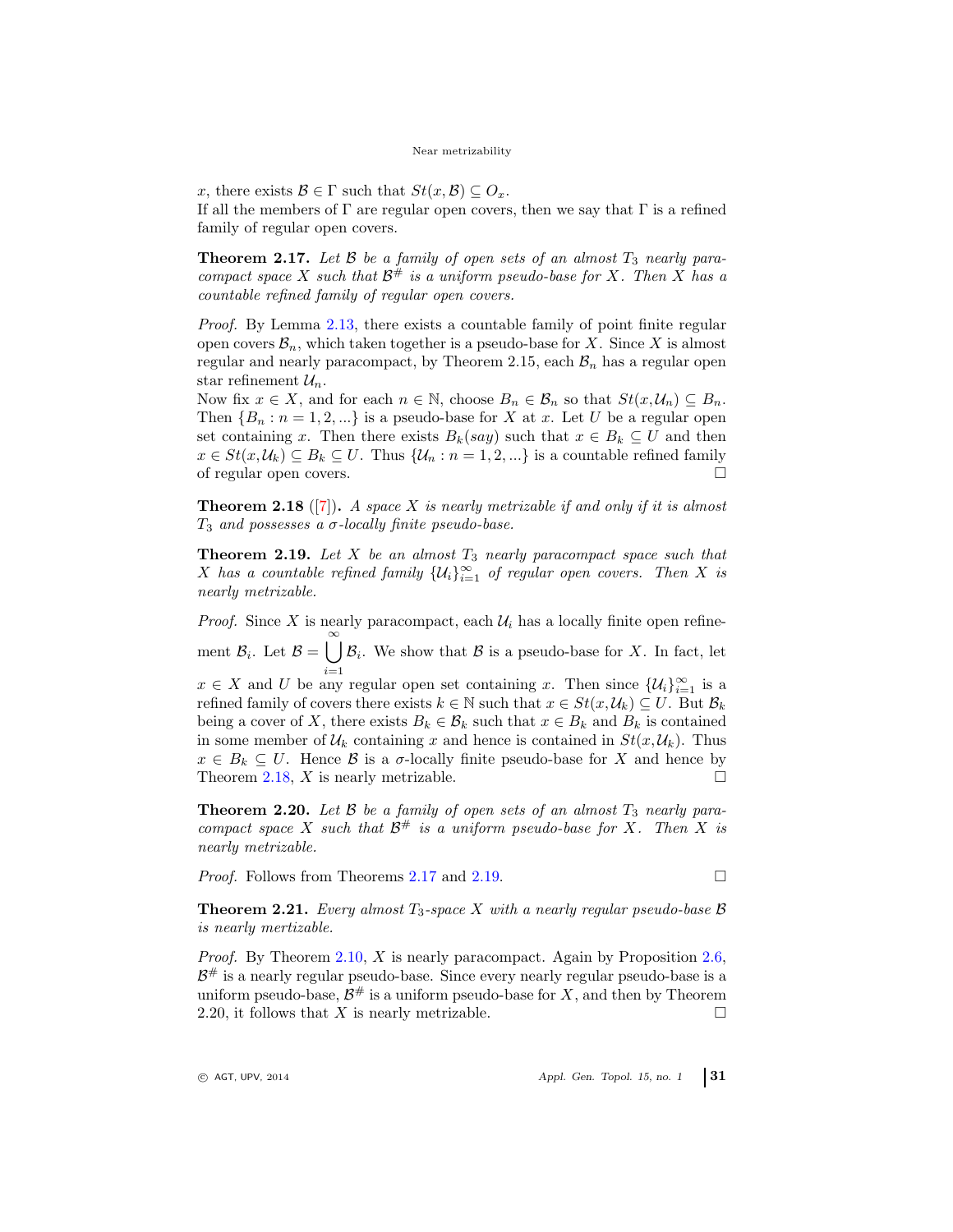$x$, there exists $\mathcal{B} \in \Gamma$ such that $St(x, \mathcal{B}) \subseteq O_x$.
If all the members of $\Gamma$ are regular open covers, then we say that $\Gamma$ is a refined family of regular open covers.

**Theorem 2.17.** *Let $\mathcal{B}$ be a family of open sets of an almost $T_3$ nearly paracompact space $X$ such that $\mathcal{B}^{\#}$ is a uniform pseudo-base for $X$. Then $X$ has a countable refined family of regular open covers.*

*Proof.* By Lemma 2.13, there exists a countable family of point finite regular open covers $\mathcal{B}_n$, which taken together is a pseudo-base for $X$. Since $X$ is almost regular and nearly paracompact, by Theorem 2.15, each $\mathcal{B}_n$ has a regular open star refinement $\mathcal{U}_n$.
Now fix $x \in X$, and for each $n \in \mathbb{N}$, choose $B_n \in \mathcal{B}_n$ so that $St(x, \mathcal{U}_n) \subseteq B_n$. Then $\{B_n : n = 1, 2, ...\}$ is a pseudo-base for $X$ at $x$. Let $U$ be a regular open set containing $x$. Then there exists $B_k$(*say*) such that $x \in B_k \subseteq U$ and then $x \in St(x, \mathcal{U}_k) \subseteq B_k \subseteq U$. Thus $\{\mathcal{U}_n : n = 1, 2, ...\}$ is a countable refined family of regular open covers. □

**Theorem 2.18** ([7])**.** *A space $X$ is nearly metrizable if and only if it is almost $T_3$ and possesses a $\sigma$-locally finite pseudo-base.*

**Theorem 2.19.** *Let $X$ be an almost $T_3$ nearly paracompact space such that $X$ has a countable refined family $\{\mathcal{U}_i\}_{i=1}^{\infty}$ of regular open covers. Then $X$ is nearly metrizable.*

*Proof.* Since $X$ is nearly paracompact, each $\mathcal{U}_i$ has a locally finite open refinement $\mathcal{B}_i$. Let $\mathcal{B} = \bigcup_{i=1}^{\infty} \mathcal{B}_i$. We show that $\mathcal{B}$ is a pseudo-base for $X$. In fact, let $x \in X$ and $U$ be any regular open set containing $x$. Then since $\{\mathcal{U}_i\}_{i=1}^{\infty}$ is a refined family of covers there exists $k \in \mathbb{N}$ such that $x \in St(x, \mathcal{U}_k) \subseteq U$. But $\mathcal{B}_k$ being a cover of $X$, there exists $B_k \in \mathcal{B}_k$ such that $x \in B_k$ and $B_k$ is contained in some member of $\mathcal{U}_k$ containing $x$ and hence is contained in $St(x, \mathcal{U}_k)$. Thus $x \in B_k \subseteq U$. Hence $\mathcal{B}$ is a $\sigma$-locally finite pseudo-base for $X$ and hence by Theorem 2.18, $X$ is nearly metrizable. □

**Theorem 2.20.** *Let $\mathcal{B}$ be a family of open sets of an almost $T_3$ nearly paracompact space $X$ such that $\mathcal{B}^{\#}$ is a uniform pseudo-base for $X$. Then $X$ is nearly metrizable.*

*Proof.* Follows from Theorems 2.17 and 2.19. □

**Theorem 2.21.** *Every almost $T_3$-space $X$ with a nearly regular pseudo-base $\mathcal{B}$ is nearly mertizable.*

*Proof.* By Theorem 2.10, $X$ is nearly paracompact. Again by Proposition 2.6, $\mathcal{B}^{\#}$ is a nearly regular pseudo-base. Since every nearly regular pseudo-base is a uniform pseudo-base, $\mathcal{B}^{\#}$ is a uniform pseudo-base for $X$, and then by Theorem 2.20, it follows that $X$ is nearly metrizable. □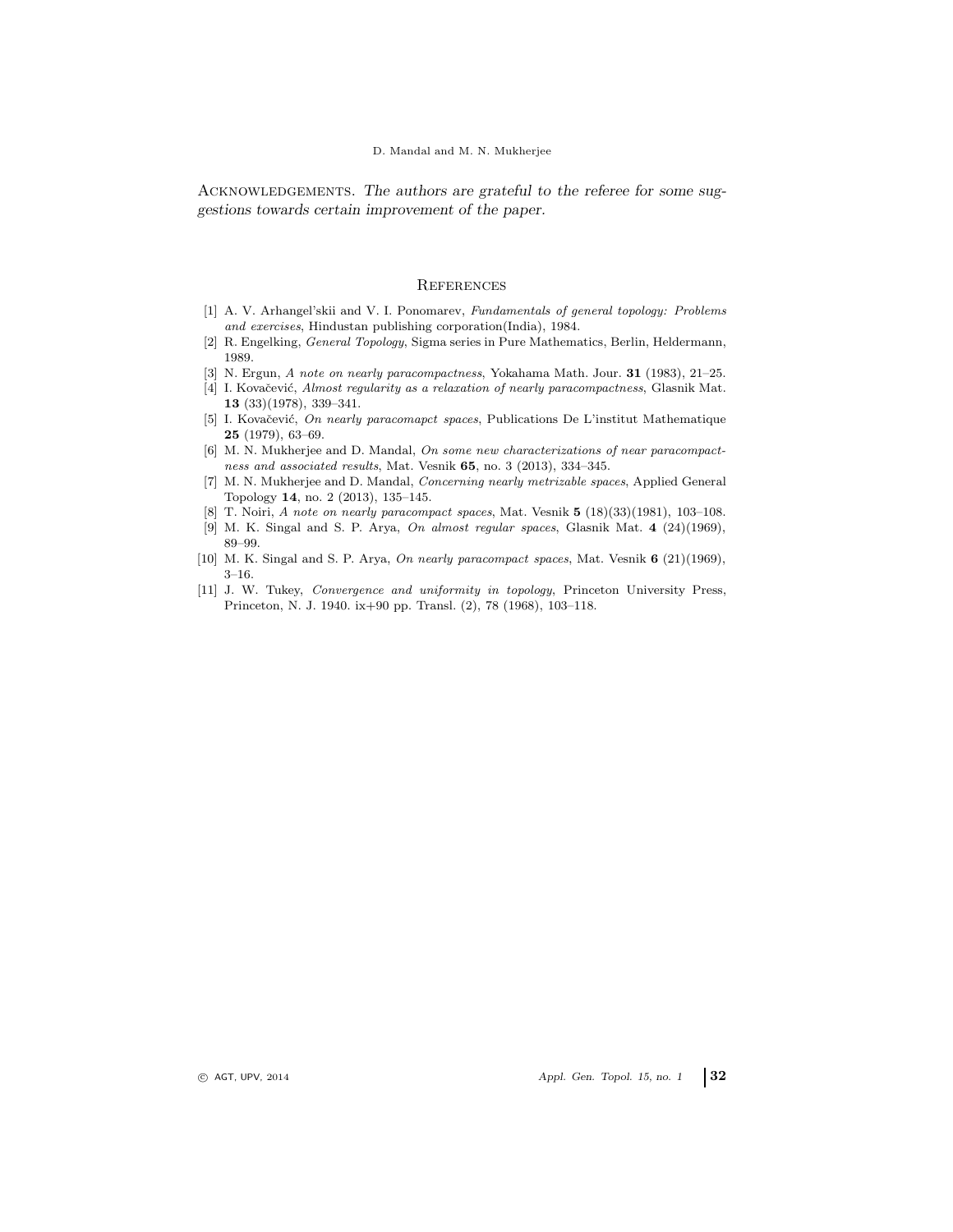Acknowledgements. *The authors are grateful to the referee for some suggestions towards certain improvement of the paper.*

## References

[1] A. V. Arhangel'skii and V. I. Ponomarev, *Fundamentals of general topology: Problems and exercises*, Hindustan publishing corporation(India), 1984.

[2] R. Engelking, *General Topology*, Sigma series in Pure Mathematics, Berlin, Heldermann, 1989.

[3] N. Ergun, *A note on nearly paracompactness*, Yokahama Math. Jour. **31** (1983), 21–25.

[4] I. Kovačević, *Almost regularity as a relaxation of nearly paracompactness*, Glasnik Mat. **13** (33)(1978), 339–341.

[5] I. Kovačević, *On nearly paracomapct spaces*, Publications De L'institut Mathematique **25** (1979), 63–69.

[6] M. N. Mukherjee and D. Mandal, *On some new characterizations of near paracompactness and associated results*, Mat. Vesnik **65**, no. 3 (2013), 334–345.

[7] M. N. Mukherjee and D. Mandal, *Concerning nearly metrizable spaces*, Applied General Topology **14**, no. 2 (2013), 135–145.

[8] T. Noiri, *A note on nearly paracompact spaces*, Mat. Vesnik **5** (18)(33)(1981), 103–108.

[9] M. K. Singal and S. P. Arya, *On almost regular spaces*, Glasnik Mat. **4** (24)(1969), 89–99.

[10] M. K. Singal and S. P. Arya, *On nearly paracompact spaces*, Mat. Vesnik **6** (21)(1969), 3–16.

[11] J. W. Tukey, *Convergence and uniformity in topology*, Princeton University Press, Princeton, N. J. 1940. ix+90 pp. Transl. (2), 78 (1968), 103–118.